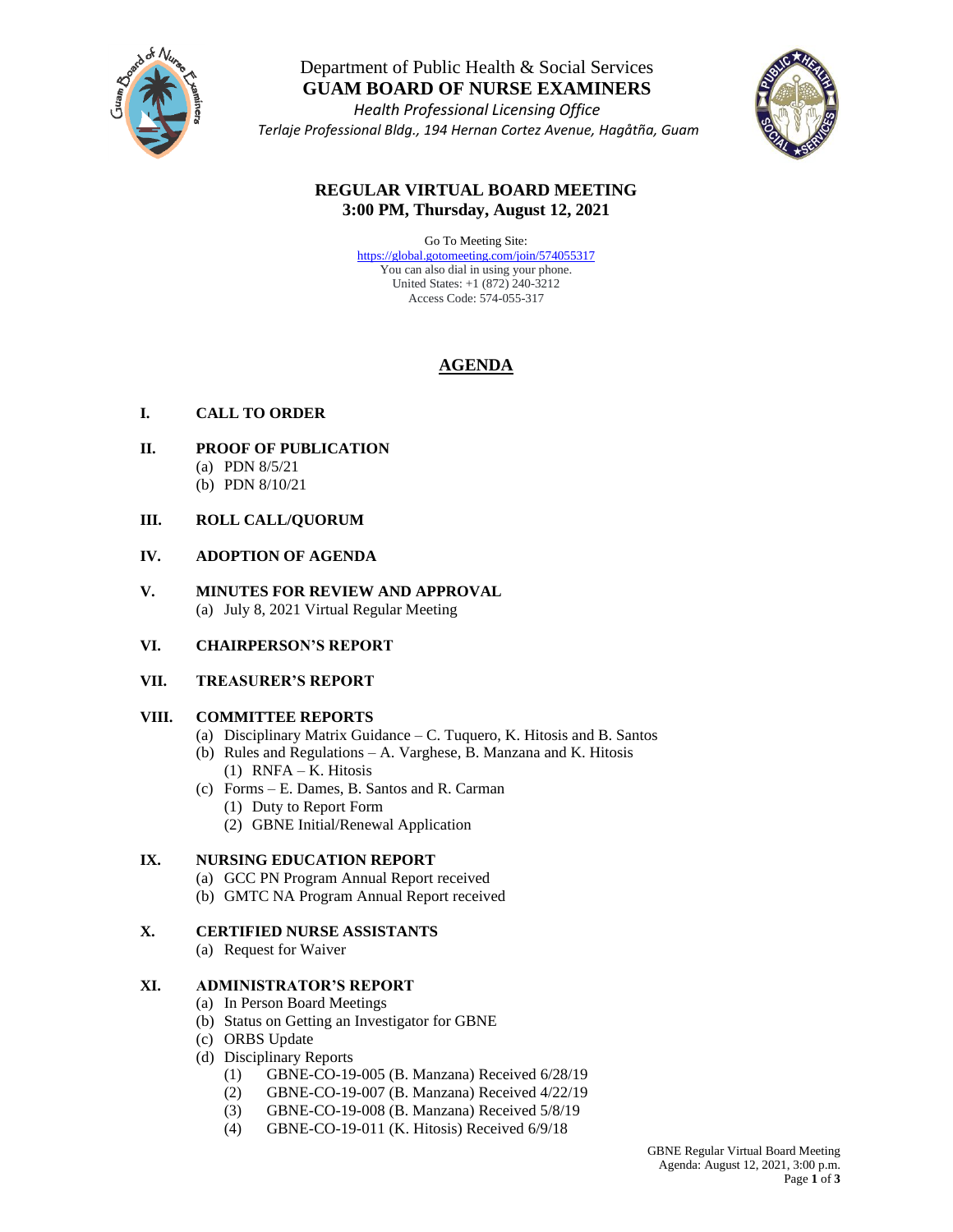Department of Public Health & Social Services

# GUAM BOARD OF NURSE EXAMINERS

*Health Professional Licensing Office*

*Terlaje Professional Bldg., 194 Hernan Cortez Avenue, Hagåtña, Guam*

## REGULAR VIRTUAL BOARD MEETING
## 3:00 PM, Thursday, August 12, 2021

Go To Meeting Site:
https://global.gotomeeting.com/join/574055317
You can also dial in using your phone.
United States: +1 (872) 240-3212
Access Code: 574-055-317

## AGENDA

**I. CALL TO ORDER**

**II. PROOF OF PUBLICATION**
- (a) PDN 8/5/21
- (b) PDN 8/10/21

**III. ROLL CALL/QUORUM**

**IV. ADOPTION OF AGENDA**

**V. MINUTES FOR REVIEW AND APPROVAL**
- (a) July 8, 2021 Virtual Regular Meeting

**VI. CHAIRPERSON'S REPORT**

**VII. TREASURER'S REPORT**

**VIII. COMMITTEE REPORTS**
- (a) Disciplinary Matrix Guidance – C. Tuquero, K. Hitosis and B. Santos
- (b) Rules and Regulations – A. Varghese, B. Manzana and K. Hitosis
  - (1) RNFA – K. Hitosis
- (c) Forms – E. Dames, B. Santos and R. Carman
  - (1) Duty to Report Form
  - (2) GBNE Initial/Renewal Application

**IX. NURSING EDUCATION REPORT**
- (a) GCC PN Program Annual Report received
- (b) GMTC NA Program Annual Report received

**X. CERTIFIED NURSE ASSISTANTS**
- (a) Request for Waiver

**XI. ADMINISTRATOR'S REPORT**
- (a) In Person Board Meetings
- (b) Status on Getting an Investigator for GBNE
- (c) ORBS Update
- (d) Disciplinary Reports
  - (1) GBNE-CO-19-005 (B. Manzana) Received 6/28/19
  - (2) GBNE-CO-19-007 (B. Manzana) Received 4/22/19
  - (3) GBNE-CO-19-008 (B. Manzana) Received 5/8/19
  - (4) GBNE-CO-19-011 (K. Hitosis) Received 6/9/18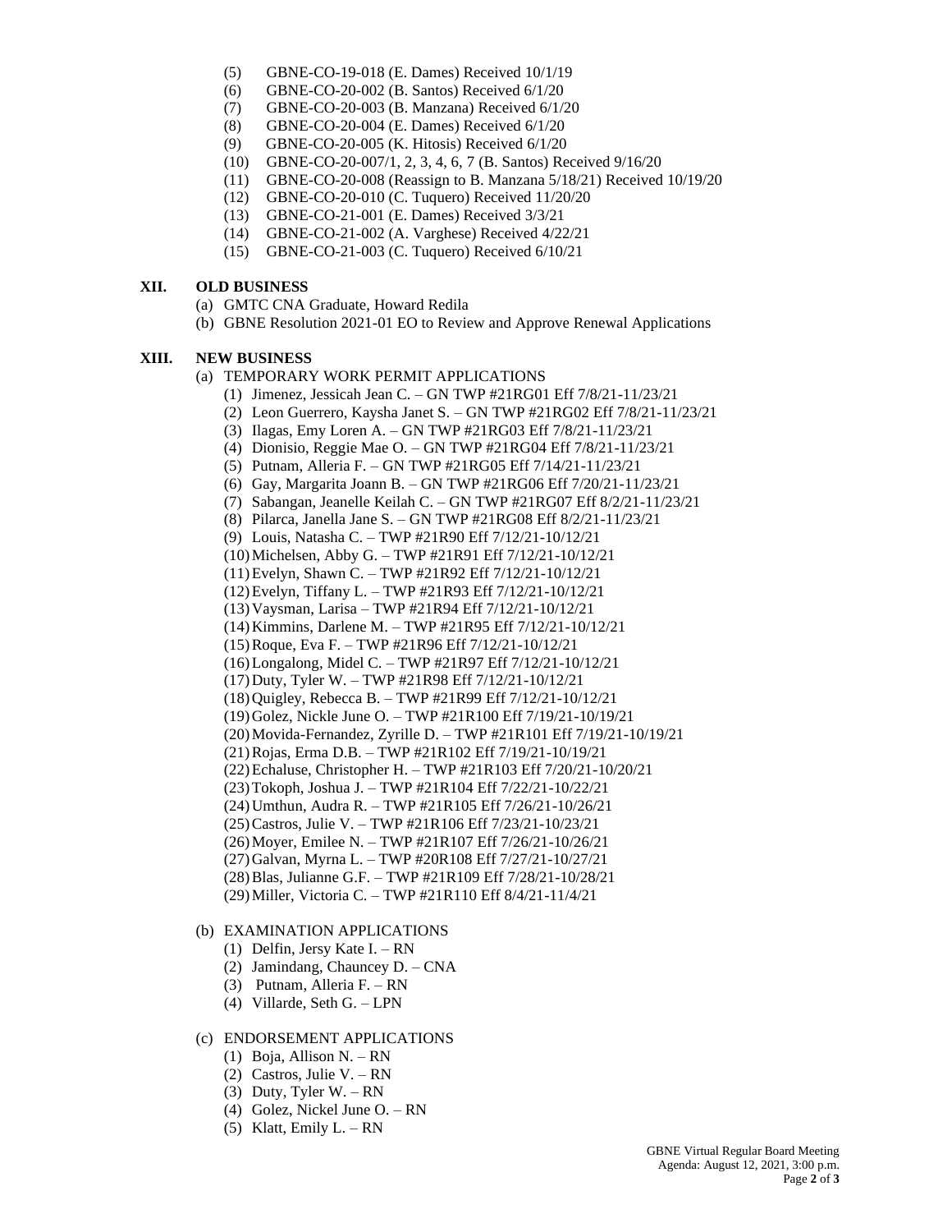(5) GBNE-CO-19-018 (E. Dames) Received 10/1/19
(6) GBNE-CO-20-002 (B. Santos) Received 6/1/20
(7) GBNE-CO-20-003 (B. Manzana) Received 6/1/20
(8) GBNE-CO-20-004 (E. Dames) Received 6/1/20
(9) GBNE-CO-20-005 (K. Hitosis) Received 6/1/20
(10) GBNE-CO-20-007/1, 2, 3, 4, 6, 7 (B. Santos) Received 9/16/20
(11) GBNE-CO-20-008 (Reassign to B. Manzana 5/18/21) Received 10/19/20
(12) GBNE-CO-20-010 (C. Tuquero) Received 11/20/20
(13) GBNE-CO-21-001 (E. Dames) Received 3/3/21
(14) GBNE-CO-21-002 (A. Varghese) Received 4/22/21
(15) GBNE-CO-21-003 (C. Tuquero) Received 6/10/21

**XII. OLD BUSINESS**

(a) GMTC CNA Graduate, Howard Redila
(b) GBNE Resolution 2021-01 EO to Review and Approve Renewal Applications

**XIII. NEW BUSINESS**

(a) TEMPORARY WORK PERMIT APPLICATIONS

(1) Jimenez, Jessicah Jean C. – GN TWP #21RG01 Eff 7/8/21-11/23/21
(2) Leon Guerrero, Kaysha Janet S. – GN TWP #21RG02 Eff 7/8/21-11/23/21
(3) Ilagas, Emy Loren A. – GN TWP #21RG03 Eff 7/8/21-11/23/21
(4) Dionisio, Reggie Mae O. – GN TWP #21RG04 Eff 7/8/21-11/23/21
(5) Putnam, Alleria F. – GN TWP #21RG05 Eff 7/14/21-11/23/21
(6) Gay, Margarita Joann B. – GN TWP #21RG06 Eff 7/20/21-11/23/21
(7) Sabangan, Jeanelle Keilah C. – GN TWP #21RG07 Eff 8/2/21-11/23/21
(8) Pilarca, Janella Jane S. – GN TWP #21RG08 Eff 8/2/21-11/23/21
(9) Louis, Natasha C. – TWP #21R90 Eff 7/12/21-10/12/21
(10) Michelsen, Abby G. – TWP #21R91 Eff 7/12/21-10/12/21
(11) Evelyn, Shawn C. – TWP #21R92 Eff 7/12/21-10/12/21
(12) Evelyn, Tiffany L. – TWP #21R93 Eff 7/12/21-10/12/21
(13) Vaysman, Larisa – TWP #21R94 Eff 7/12/21-10/12/21
(14) Kimmins, Darlene M. – TWP #21R95 Eff 7/12/21-10/12/21
(15) Roque, Eva F. – TWP #21R96 Eff 7/12/21-10/12/21
(16) Longalong, Midel C. – TWP #21R97 Eff 7/12/21-10/12/21
(17) Duty, Tyler W. – TWP #21R98 Eff 7/12/21-10/12/21
(18) Quigley, Rebecca B. – TWP #21R99 Eff 7/12/21-10/12/21
(19) Golez, Nickle June O. – TWP #21R100 Eff 7/19/21-10/19/21
(20) Movida-Fernandez, Zyrille D. – TWP #21R101 Eff 7/19/21-10/19/21
(21) Rojas, Erma D.B. – TWP #21R102 Eff 7/19/21-10/19/21
(22) Echaluse, Christopher H. – TWP #21R103 Eff 7/20/21-10/20/21
(23) Tokoph, Joshua J. – TWP #21R104 Eff 7/22/21-10/22/21
(24) Umthun, Audra R. – TWP #21R105 Eff 7/26/21-10/26/21
(25) Castros, Julie V. – TWP #21R106 Eff 7/23/21-10/23/21
(26) Moyer, Emilee N. – TWP #21R107 Eff 7/26/21-10/26/21
(27) Galvan, Myrna L. – TWP #20R108 Eff 7/27/21-10/27/21
(28) Blas, Julianne G.F. – TWP #21R109 Eff 7/28/21-10/28/21
(29) Miller, Victoria C. – TWP #21R110 Eff 8/4/21-11/4/21

(b) EXAMINATION APPLICATIONS

(1) Delfin, Jersy Kate I. – RN
(2) Jamindang, Chauncey D. – CNA
(3) Putnam, Alleria F. – RN
(4) Villarde, Seth G. – LPN

(c) ENDORSEMENT APPLICATIONS

(1) Boja, Allison N. – RN
(2) Castros, Julie V. – RN
(3) Duty, Tyler W. – RN
(4) Golez, Nickel June O. – RN
(5) Klatt, Emily L. – RN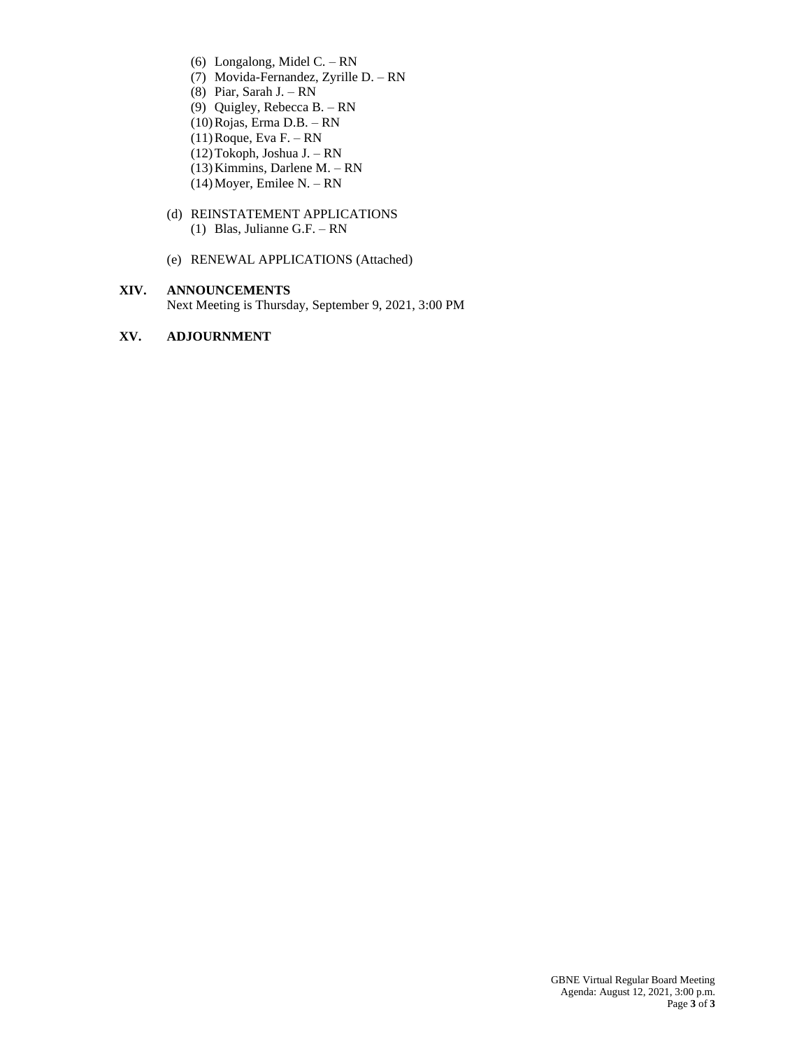(6) Longalong, Midel C. – RN
(7) Movida-Fernandez, Zyrille D. – RN
(8) Piar, Sarah J. – RN
(9) Quigley, Rebecca B. – RN
(10) Rojas, Erma D.B. – RN
(11) Roque, Eva F. – RN
(12) Tokoph, Joshua J. – RN
(13) Kimmins, Darlene M. – RN
(14) Moyer, Emilee N. – RN

(d) REINSTATEMENT APPLICATIONS
(1) Blas, Julianne G.F. – RN

(e) RENEWAL APPLICATIONS (Attached)

**XIV. ANNOUNCEMENTS**

Next Meeting is Thursday, September 9, 2021, 3:00 PM

**XV. ADJOURNMENT**